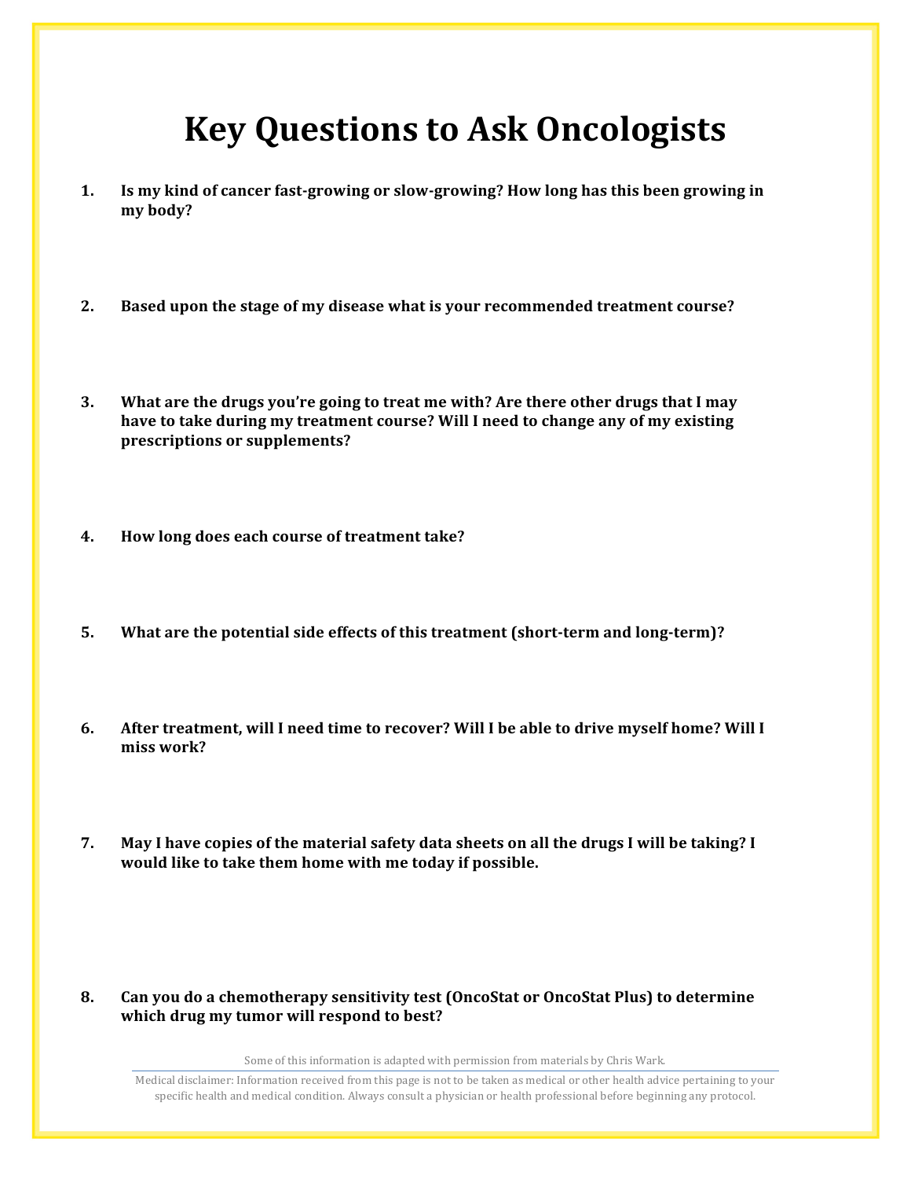# Key Questions to Ask Oncologists

1. **Is my kind of cancer fast-growing or slow-growing? How long has this been growing in my body?**

2. **Based upon the stage of my disease what is your recommended treatment course?**

3. **What are the drugs you're going to treat me with? Are there other drugs that I may have to take during my treatment course? Will I need to change any of my existing prescriptions or supplements?**

4. **How long does each course of treatment take?**

5. **What are the potential side effects of this treatment (short-term and long-term)?**

6. **After treatment, will I need time to recover? Will I be able to drive myself home? Will I miss work?**

7. **May I have copies of the material safety data sheets on all the drugs I will be taking? I would like to take them home with me today if possible.**

8. **Can you do a chemotherapy sensitivity test (OncoStat or OncoStat Plus) to determine which drug my tumor will respond to best?**

Some of this information is adapted with permission from materials by Chris Wark.

Medical disclaimer: Information received from this page is not to be taken as medical or other health advice pertaining to your specific health and medical condition. Always consult a physician or health professional before beginning any protocol.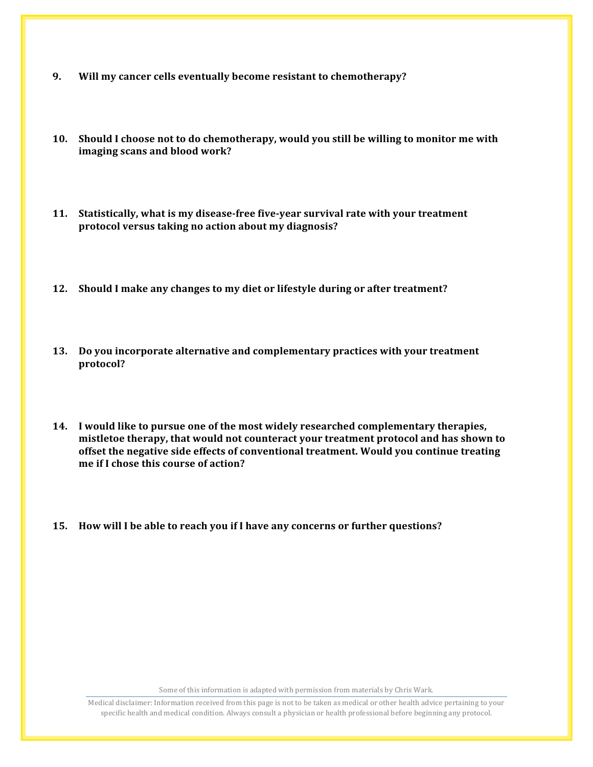9. **Will my cancer cells eventually become resistant to chemotherapy?**

10. **Should I choose not to do chemotherapy, would you still be willing to monitor me with imaging scans and blood work?**

11. **Statistically, what is my disease-free five-year survival rate with your treatment protocol versus taking no action about my diagnosis?**

12. **Should I make any changes to my diet or lifestyle during or after treatment?**

13. **Do you incorporate alternative and complementary practices with your treatment protocol?**

14. **I would like to pursue one of the most widely researched complementary therapies, mistletoe therapy, that would not counteract your treatment protocol and has shown to offset the negative side effects of conventional treatment. Would you continue treating me if I chose this course of action?**

15. **How will I be able to reach you if I have any concerns or further questions?**

Some of this information is adapted with permission from materials by Chris Wark.

Medical disclaimer: Information received from this page is not to be taken as medical or other health advice pertaining to your specific health and medical condition. Always consult a physician or health professional before beginning any protocol.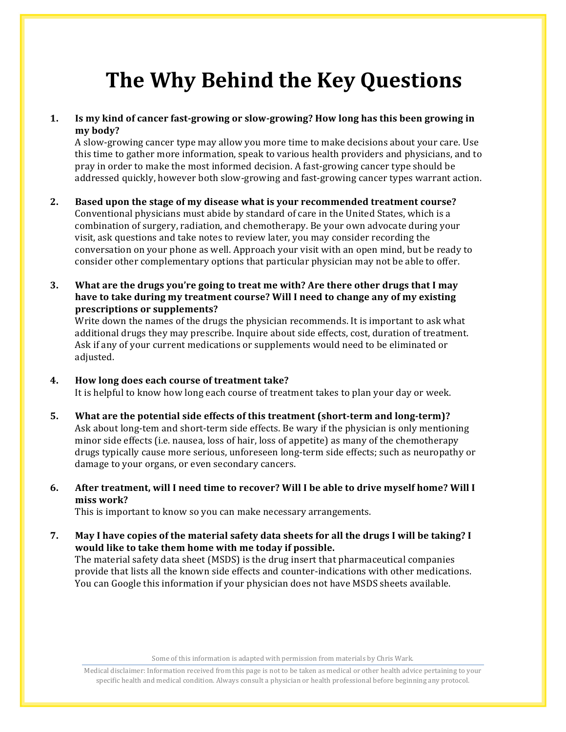# The Why Behind the Key Questions

1. **Is my kind of cancer fast-growing or slow-growing? How long has this been growing in my body?**
   A slow-growing cancer type may allow you more time to make decisions about your care. Use this time to gather more information, speak to various health providers and physicians, and to pray in order to make the most informed decision. A fast-growing cancer type should be addressed quickly, however both slow-growing and fast-growing cancer types warrant action.

2. **Based upon the stage of my disease what is your recommended treatment course?**
   Conventional physicians must abide by standard of care in the United States, which is a combination of surgery, radiation, and chemotherapy. Be your own advocate during your visit, ask questions and take notes to review later, you may consider recording the conversation on your phone as well. Approach your visit with an open mind, but be ready to consider other complementary options that particular physician may not be able to offer.

3. **What are the drugs you're going to treat me with? Are there other drugs that I may have to take during my treatment course? Will I need to change any of my existing prescriptions or supplements?**
   Write down the names of the drugs the physician recommends. It is important to ask what additional drugs they may prescribe. Inquire about side effects, cost, duration of treatment. Ask if any of your current medications or supplements would need to be eliminated or adjusted.

4. **How long does each course of treatment take?**
   It is helpful to know how long each course of treatment takes to plan your day or week.

5. **What are the potential side effects of this treatment (short-term and long-term)?**
   Ask about long-tem and short-term side effects. Be wary if the physician is only mentioning minor side effects (i.e. nausea, loss of hair, loss of appetite) as many of the chemotherapy drugs typically cause more serious, unforeseen long-term side effects; such as neuropathy or damage to your organs, or even secondary cancers.

6. **After treatment, will I need time to recover? Will I be able to drive myself home? Will I miss work?**
   This is important to know so you can make necessary arrangements.

7. **May I have copies of the material safety data sheets for all the drugs I will be taking? I would like to take them home with me today if possible.**
   The material safety data sheet (MSDS) is the drug insert that pharmaceutical companies provide that lists all the known side effects and counter-indications with other medications. You can Google this information if your physician does not have MSDS sheets available.

Some of this information is adapted with permission from materials by Chris Wark.

Medical disclaimer: Information received from this page is not to be taken as medical or other health advice pertaining to your specific health and medical condition. Always consult a physician or health professional before beginning any protocol.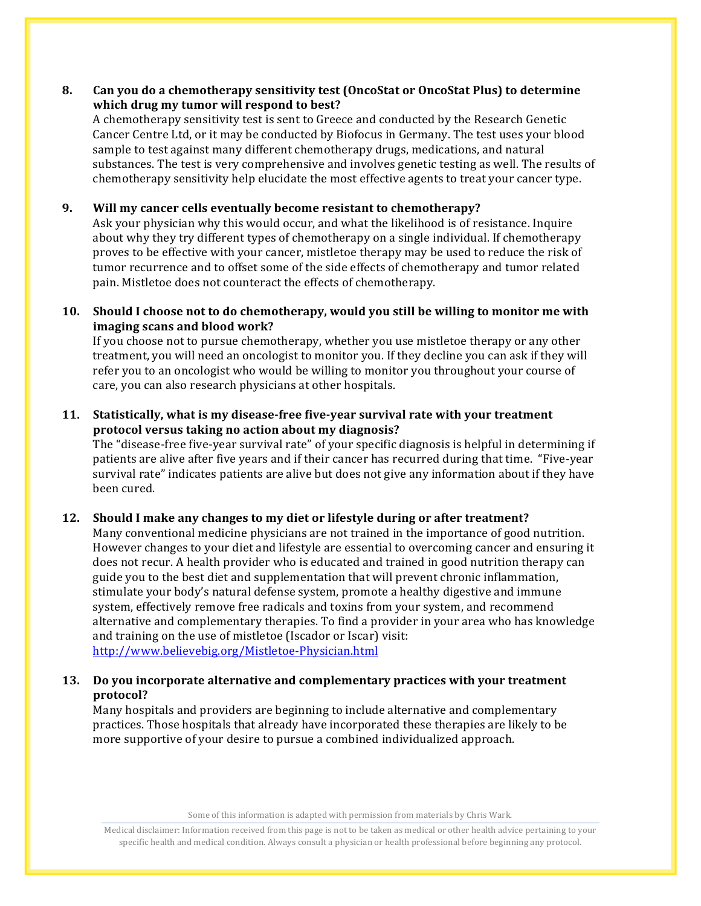**8. Can you do a chemotherapy sensitivity test (OncoStat or OncoStat Plus) to determine which drug my tumor will respond to best?**

A chemotherapy sensitivity test is sent to Greece and conducted by the Research Genetic Cancer Centre Ltd, or it may be conducted by Biofocus in Germany. The test uses your blood sample to test against many different chemotherapy drugs, medications, and natural substances. The test is very comprehensive and involves genetic testing as well. The results of chemotherapy sensitivity help elucidate the most effective agents to treat your cancer type.

**9. Will my cancer cells eventually become resistant to chemotherapy?**

Ask your physician why this would occur, and what the likelihood is of resistance. Inquire about why they try different types of chemotherapy on a single individual. If chemotherapy proves to be effective with your cancer, mistletoe therapy may be used to reduce the risk of tumor recurrence and to offset some of the side effects of chemotherapy and tumor related pain. Mistletoe does not counteract the effects of chemotherapy.

**10. Should I choose not to do chemotherapy, would you still be willing to monitor me with imaging scans and blood work?**

If you choose not to pursue chemotherapy, whether you use mistletoe therapy or any other treatment, you will need an oncologist to monitor you. If they decline you can ask if they will refer you to an oncologist who would be willing to monitor you throughout your course of care, you can also research physicians at other hospitals.

**11. Statistically, what is my disease-free five-year survival rate with your treatment protocol versus taking no action about my diagnosis?**

The "disease-free five-year survival rate" of your specific diagnosis is helpful in determining if patients are alive after five years and if their cancer has recurred during that time. "Five-year survival rate" indicates patients are alive but does not give any information about if they have been cured.

**12. Should I make any changes to my diet or lifestyle during or after treatment?**

Many conventional medicine physicians are not trained in the importance of good nutrition. However changes to your diet and lifestyle are essential to overcoming cancer and ensuring it does not recur. A health provider who is educated and trained in good nutrition therapy can guide you to the best diet and supplementation that will prevent chronic inflammation, stimulate your body's natural defense system, promote a healthy digestive and immune system, effectively remove free radicals and toxins from your system, and recommend alternative and complementary therapies. To find a provider in your area who has knowledge and training on the use of mistletoe (Iscador or Iscar) visit: [http://www.believebig.org/Mistletoe-Physician.html](http://www.believebig.org/Mistletoe-Physician.html)

**13. Do you incorporate alternative and complementary practices with your treatment protocol?**

Many hospitals and providers are beginning to include alternative and complementary practices. Those hospitals that already have incorporated these therapies are likely to be more supportive of your desire to pursue a combined individualized approach.

Some of this information is adapted with permission from materials by Chris Wark.

Medical disclaimer: Information received from this page is not to be taken as medical or other health advice pertaining to your specific health and medical condition. Always consult a physician or health professional before beginning any protocol.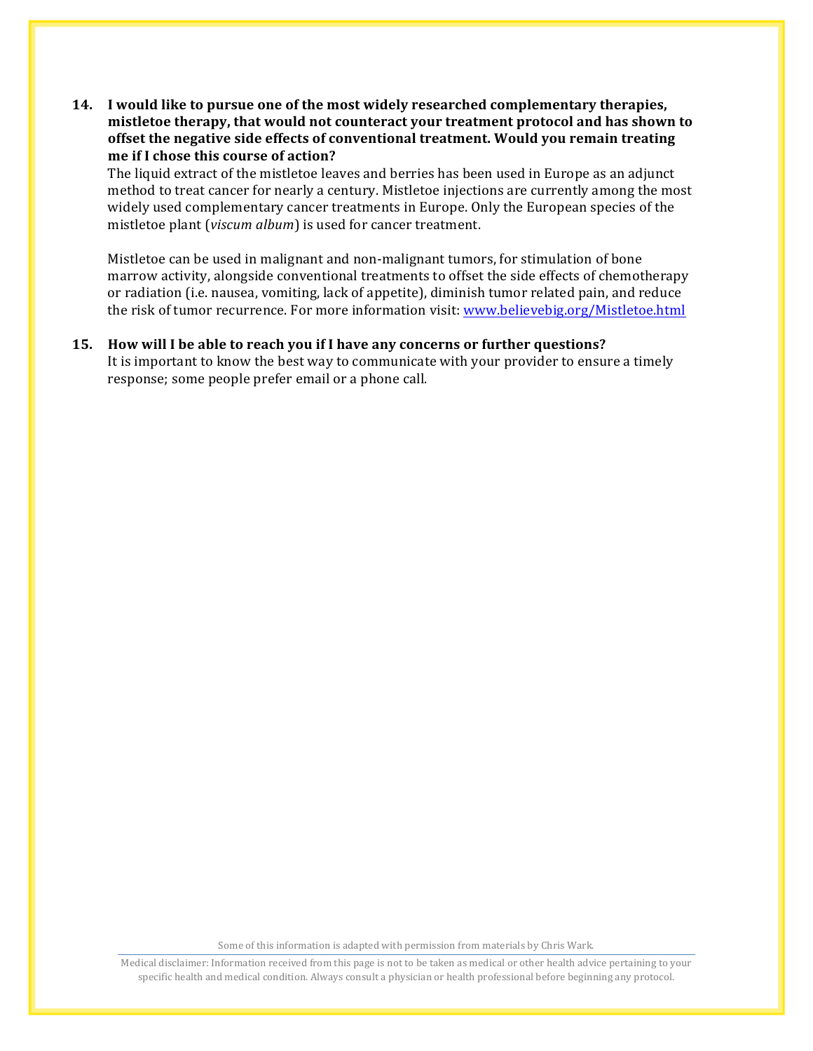**14. I would like to pursue one of the most widely researched complementary therapies, mistletoe therapy, that would not counteract your treatment protocol and has shown to offset the negative side effects of conventional treatment. Would you remain treating me if I chose this course of action?**

The liquid extract of the mistletoe leaves and berries has been used in Europe as an adjunct method to treat cancer for nearly a century. Mistletoe injections are currently among the most widely used complementary cancer treatments in Europe. Only the European species of the mistletoe plant (*viscum album*) is used for cancer treatment.

Mistletoe can be used in malignant and non-malignant tumors, for stimulation of bone marrow activity, alongside conventional treatments to offset the side effects of chemotherapy or radiation (i.e. nausea, vomiting, lack of appetite), diminish tumor related pain, and reduce the risk of tumor recurrence. For more information visit: www.believebig.org/Mistletoe.html

**15. How will I be able to reach you if I have any concerns or further questions?**

It is important to know the best way to communicate with your provider to ensure a timely response; some people prefer email or a phone call.

Some of this information is adapted with permission from materials by Chris Wark.

Medical disclaimer: Information received from this page is not to be taken as medical or other health advice pertaining to your specific health and medical condition. Always consult a physician or health professional before beginning any protocol.